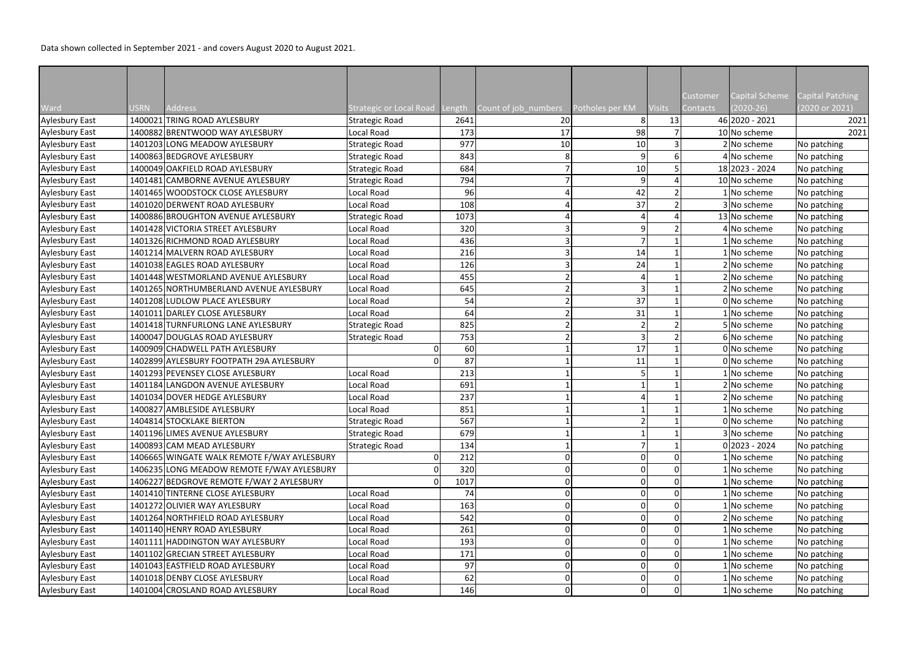Data shown collected in September 2021 - and covers August 2020 to August 2021.

| Ward | USRN | Address | Strategic or Local Road | Length | Count of job_numbers | Potholes per KM | Visits | Customer Contacts | Capital Scheme (2020-26) | Capital Patching (2020 or 2021) |
|---|---|---|---|---|---|---|---|---|---|---|
| Aylesbury East | 1400021 | TRING ROAD AYLESBURY | Strategic Road | 2641 | 20 | 8 | 13 | 46 | 2020 - 2021 | 2021 |
| Aylesbury East | 1400882 | BRENTWOOD WAY AYLESBURY | Local Road | 173 | 17 | 98 | 7 | 10 | No scheme | 2021 |
| Aylesbury East | 1401203 | LONG MEADOW AYLESBURY | Strategic Road | 977 | 10 | 10 | 3 | 2 | No scheme | No patching |
| Aylesbury East | 1400863 | BEDGROVE AYLESBURY | Strategic Road | 843 | 8 | 9 | 6 | 4 | No scheme | No patching |
| Aylesbury East | 1400049 | OAKFIELD ROAD AYLESBURY | Strategic Road | 684 | 7 | 10 | 5 | 18 | 2023 - 2024 | No patching |
| Aylesbury East | 1401481 | CAMBORNE AVENUE AYLESBURY | Strategic Road | 794 | 7 | 9 | 4 | 10 | No scheme | No patching |
| Aylesbury East | 1401465 | WOODSTOCK CLOSE AYLESBURY | Local Road | 96 | 4 | 42 | 2 | 1 | No scheme | No patching |
| Aylesbury East | 1401020 | DERWENT ROAD AYLESBURY | Local Road | 108 | 4 | 37 | 2 | 3 | No scheme | No patching |
| Aylesbury East | 1400886 | BROUGHTON AVENUE AYLESBURY | Strategic Road | 1073 | 4 | 4 | 4 | 13 | No scheme | No patching |
| Aylesbury East | 1401428 | VICTORIA STREET AYLESBURY | Local Road | 320 | 3 | 9 | 2 | 4 | No scheme | No patching |
| Aylesbury East | 1401326 | RICHMOND ROAD AYLESBURY | Local Road | 436 | 3 | 7 | 1 | 1 | No scheme | No patching |
| Aylesbury East | 1401214 | MALVERN ROAD AYLESBURY | Local Road | 216 | 3 | 14 | 1 | 1 | No scheme | No patching |
| Aylesbury East | 1401038 | EAGLES ROAD AYLESBURY | Local Road | 126 | 3 | 24 | 1 | 2 | No scheme | No patching |
| Aylesbury East | 1401448 | WESTMORLAND AVENUE AYLESBURY | Local Road | 455 | 2 | 4 | 1 | 2 | No scheme | No patching |
| Aylesbury East | 1401265 | NORTHUMBERLAND AVENUE AYLESBURY | Local Road | 645 | 2 | 3 | 1 | 2 | No scheme | No patching |
| Aylesbury East | 1401208 | LUDLOW PLACE AYLESBURY | Local Road | 54 | 2 | 37 | 1 | 0 | No scheme | No patching |
| Aylesbury East | 1401011 | DARLEY CLOSE AYLESBURY | Local Road | 64 | 2 | 31 | 1 | 1 | No scheme | No patching |
| Aylesbury East | 1401418 | TURNFURLONG LANE AYLESBURY | Strategic Road | 825 | 2 | 2 | 2 | 5 | No scheme | No patching |
| Aylesbury East | 1400047 | DOUGLAS ROAD AYLESBURY | Strategic Road | 753 | 2 | 3 | 2 | 6 | No scheme | No patching |
| Aylesbury East | 1400909 | CHADWELL PATH AYLESBURY | 0 | 60 | 1 | 17 | 1 | 0 | No scheme | No patching |
| Aylesbury East | 1402899 | AYLESBURY FOOTPATH 29A AYLESBURY | 0 | 87 | 1 | 11 | 1 | 0 | No scheme | No patching |
| Aylesbury East | 1401293 | PEVENSEY CLOSE AYLESBURY | Local Road | 213 | 1 | 5 | 1 | 1 | No scheme | No patching |
| Aylesbury East | 1401184 | LANGDON AVENUE AYLESBURY | Local Road | 691 | 1 | 1 | 1 | 2 | No scheme | No patching |
| Aylesbury East | 1401034 | DOVER HEDGE AYLESBURY | Local Road | 237 | 1 | 4 | 1 | 2 | No scheme | No patching |
| Aylesbury East | 1400827 | AMBLESIDE AYLESBURY | Local Road | 851 | 1 | 1 | 1 | 1 | No scheme | No patching |
| Aylesbury East | 1404814 | STOCKLAKE BIERTON | Strategic Road | 567 | 1 | 2 | 1 | 0 | No scheme | No patching |
| Aylesbury East | 1401196 | LIMES AVENUE AYLESBURY | Strategic Road | 679 | 1 | 1 | 1 | 3 | No scheme | No patching |
| Aylesbury East | 1400893 | CAM MEAD AYLESBURY | Strategic Road | 134 | 1 | 7 | 1 | 0 | 2023 - 2024 | No patching |
| Aylesbury East | 1406665 | WINGATE WALK REMOTE F/WAY AYLESBURY | 0 | 212 | 0 | 0 | 0 | 1 | No scheme | No patching |
| Aylesbury East | 1406235 | LONG MEADOW REMOTE F/WAY AYLESBURY | 0 | 320 | 0 | 0 | 0 | 1 | No scheme | No patching |
| Aylesbury East | 1406227 | BEDGROVE REMOTE F/WAY 2 AYLESBURY | 0 | 1017 | 0 | 0 | 0 | 1 | No scheme | No patching |
| Aylesbury East | 1401410 | TINTERNE CLOSE AYLESBURY | Local Road | 74 | 0 | 0 | 0 | 1 | No scheme | No patching |
| Aylesbury East | 1401272 | OLIVIER WAY AYLESBURY | Local Road | 163 | 0 | 0 | 0 | 1 | No scheme | No patching |
| Aylesbury East | 1401264 | NORTHFIELD ROAD AYLESBURY | Local Road | 542 | 0 | 0 | 0 | 2 | No scheme | No patching |
| Aylesbury East | 1401140 | HENRY ROAD AYLESBURY | Local Road | 261 | 0 | 0 | 0 | 1 | No scheme | No patching |
| Aylesbury East | 1401111 | HADDINGTON WAY AYLESBURY | Local Road | 193 | 0 | 0 | 0 | 1 | No scheme | No patching |
| Aylesbury East | 1401102 | GRECIAN STREET AYLESBURY | Local Road | 171 | 0 | 0 | 0 | 1 | No scheme | No patching |
| Aylesbury East | 1401043 | EASTFIELD ROAD AYLESBURY | Local Road | 97 | 0 | 0 | 0 | 1 | No scheme | No patching |
| Aylesbury East | 1401018 | DENBY CLOSE AYLESBURY | Local Road | 62 | 0 | 0 | 0 | 1 | No scheme | No patching |
| Aylesbury East | 1401004 | CROSLAND ROAD AYLESBURY | Local Road | 146 | 0 | 0 | 0 | 1 | No scheme | No patching |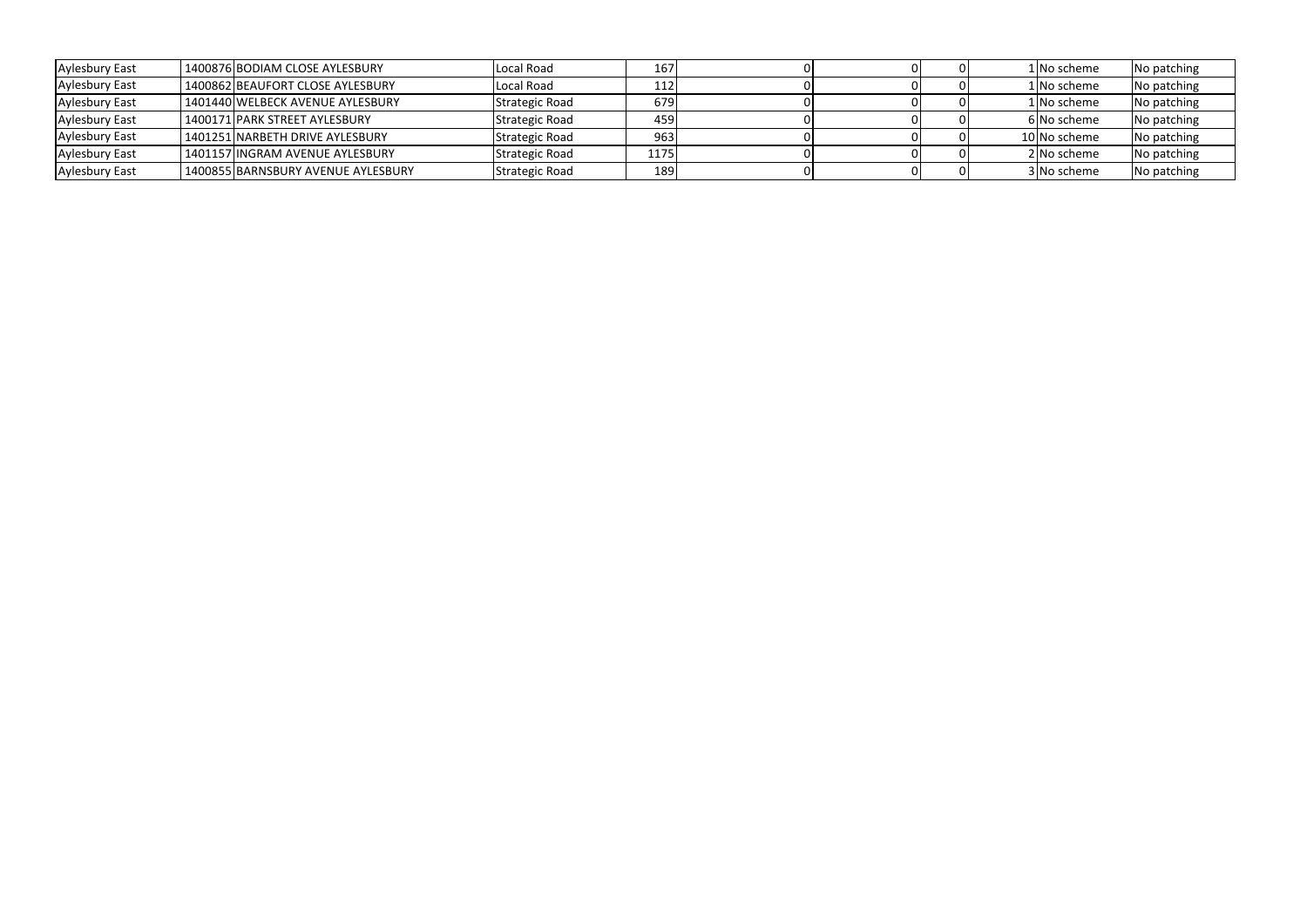| | | | | | | | | | | |
|---|---|---|---|---|---|---|---|---|---|---|
| Aylesbury East | 1400876 | BODIAM CLOSE AYLESBURY | Local Road | 167 | 0 | 0 | 0 | 1 | No scheme | No patching |
| Aylesbury East | 1400862 | BEAUFORT CLOSE AYLESBURY | Local Road | 112 | 0 | 0 | 0 | 1 | No scheme | No patching |
| Aylesbury East | 1401440 | WELBECK AVENUE AYLESBURY | Strategic Road | 679 | 0 | 0 | 0 | 1 | No scheme | No patching |
| Aylesbury East | 1400171 | PARK STREET AYLESBURY | Strategic Road | 459 | 0 | 0 | 0 | 6 | No scheme | No patching |
| Aylesbury East | 1401251 | NARBETH DRIVE AYLESBURY | Strategic Road | 963 | 0 | 0 | 0 | 10 | No scheme | No patching |
| Aylesbury East | 1401157 | INGRAM AVENUE AYLESBURY | Strategic Road | 1175 | 0 | 0 | 0 | 2 | No scheme | No patching |
| Aylesbury East | 1400855 | BARNSBURY AVENUE AYLESBURY | Strategic Road | 189 | 0 | 0 | 0 | 3 | No scheme | No patching |